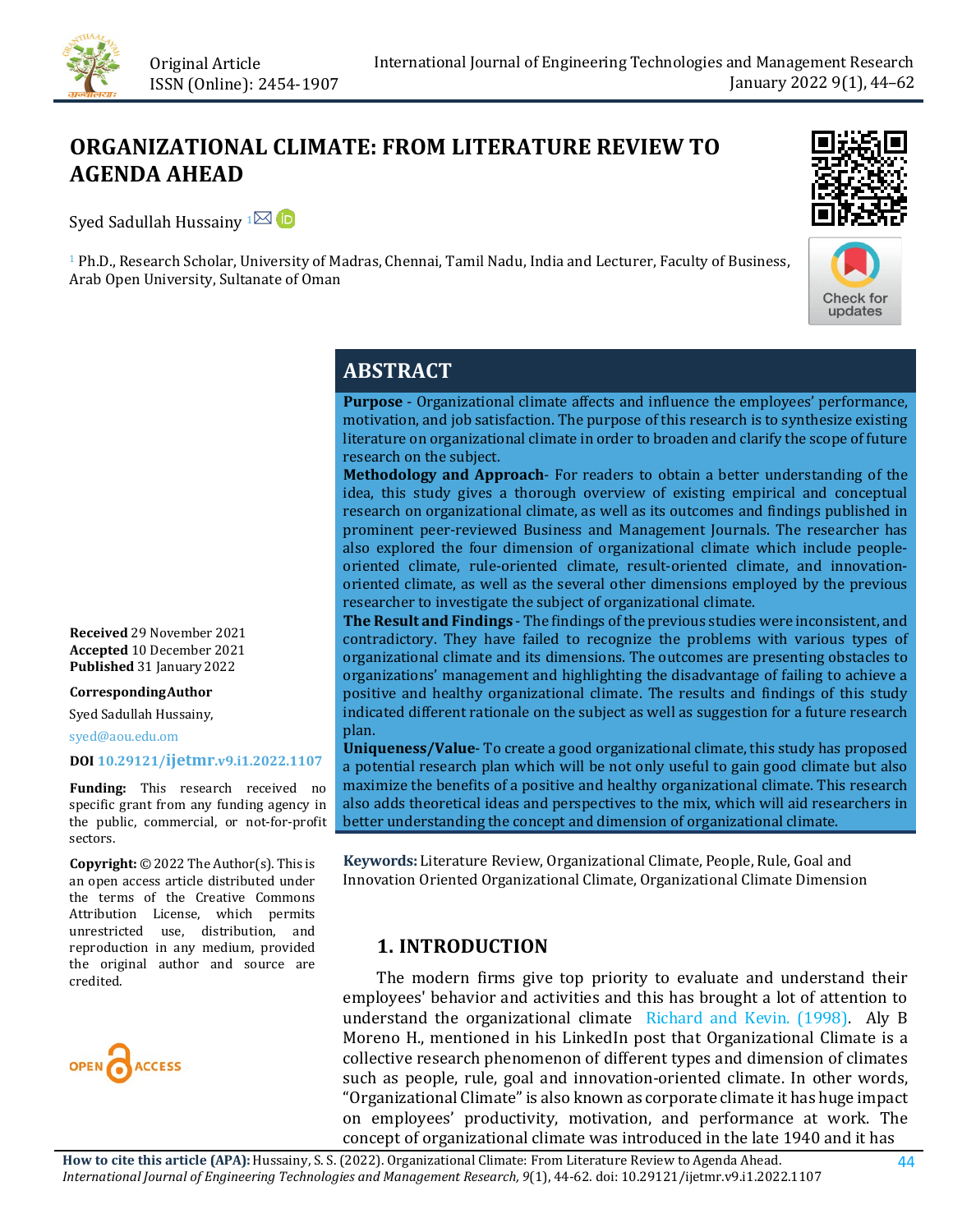Original Article
ISSN (Online): 2454-1907

# ORGANIZATIONAL CLIMATE: FROM LITERATURE REVIEW TO AGENDA AHEAD

Syed Sadullah Hussainy [1]

[1] Ph.D., Research Scholar, University of Madras, Chennai, Tamil Nadu, India and Lecturer, Faculty of Business, Arab Open University, Sultanate of Oman

**Received** 29 November 2021
**Accepted** 10 December 2021
**Published** 31 January 2022

**Corresponding Author**

Syed Sadullah Hussainy,

syed@aou.edu.om

**DOI** 10.29121/ijetmr.v9.i1.2022.1107

**Funding:** This research received no specific grant from any funding agency in the public, commercial, or not-for-profit sectors.

**Copyright:** © 2022 The Author(s). This is an open access article distributed under the terms of the Creative Commons Attribution License, which permits unrestricted use, distribution, and reproduction in any medium, provided the original author and source are credited.

## ABSTRACT

**Purpose** - Organizational climate affects and influence the employees' performance, motivation, and job satisfaction. The purpose of this research is to synthesize existing literature on organizational climate in order to broaden and clarify the scope of future research on the subject.

**Methodology and Approach**- For readers to obtain a better understanding of the idea, this study gives a thorough overview of existing empirical and conceptual research on organizational climate, as well as its outcomes and findings published in prominent peer-reviewed Business and Management Journals. The researcher has also explored the four dimension of organizational climate which include people-oriented climate, rule-oriented climate, result-oriented climate, and innovation-oriented climate, as well as the several other dimensions employed by the previous researcher to investigate the subject of organizational climate.

**The Result and Findings** - The findings of the previous studies were inconsistent, and contradictory. They have failed to recognize the problems with various types of organizational climate and its dimensions. The outcomes are presenting obstacles to organizations' management and highlighting the disadvantage of failing to achieve a positive and healthy organizational climate. The results and findings of this study indicated different rationale on the subject as well as suggestion for a future research plan.

**Uniqueness/Value**- To create a good organizational climate, this study has proposed a potential research plan which will be not only useful to gain good climate but also maximize the benefits of a positive and healthy organizational climate. This research also adds theoretical ideas and perspectives to the mix, which will aid researchers in better understanding the concept and dimension of organizational climate.

**Keywords:** Literature Review, Organizational Climate, People, Rule, Goal and Innovation Oriented Organizational Climate, Organizational Climate Dimension

## 1. INTRODUCTION

The modern firms give top priority to evaluate and understand their employees' behavior and activities and this has brought a lot of attention to understand the organizational climate Richard and Kevin. (1998). Aly B Moreno H., mentioned in his LinkedIn post that Organizational Climate is a collective research phenomenon of different types and dimension of climates such as people, rule, goal and innovation-oriented climate. In other words, "Organizational Climate" is also known as corporate climate it has huge impact on employees' productivity, motivation, and performance at work. The concept of organizational climate was introduced in the late 1940 and it has

**How to cite this article (APA):** Hussainy, S. S. (2022). Organizational Climate: From Literature Review to Agenda Ahead. *International Journal of Engineering Technologies and Management Research, 9*(1), 44-62. doi: 10.29121/ijetmr.v9.i1.2022.1107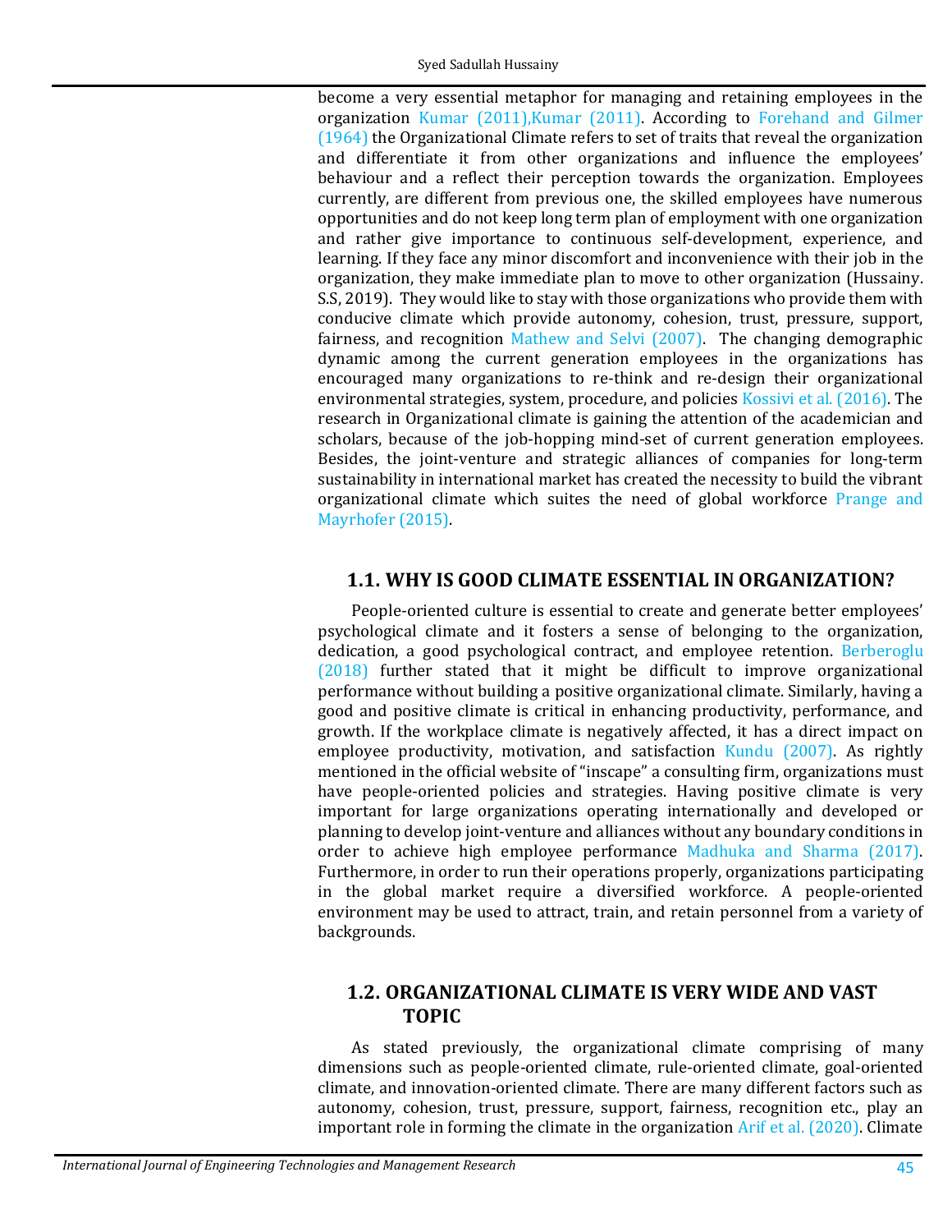become a very essential metaphor for managing and retaining employees in the organization Kumar (2011),Kumar (2011). According to Forehand and Gilmer (1964) the Organizational Climate refers to set of traits that reveal the organization and differentiate it from other organizations and influence the employees' behaviour and a reflect their perception towards the organization. Employees currently, are different from previous one, the skilled employees have numerous opportunities and do not keep long term plan of employment with one organization and rather give importance to continuous self-development, experience, and learning. If they face any minor discomfort and inconvenience with their job in the organization, they make immediate plan to move to other organization (Hussainy. S.S, 2019). They would like to stay with those organizations who provide them with conducive climate which provide autonomy, cohesion, trust, pressure, support, fairness, and recognition Mathew and Selvi (2007). The changing demographic dynamic among the current generation employees in the organizations has encouraged many organizations to re-think and re-design their organizational environmental strategies, system, procedure, and policies Kossivi et al. (2016). The research in Organizational climate is gaining the attention of the academician and scholars, because of the job-hopping mind-set of current generation employees. Besides, the joint-venture and strategic alliances of companies for long-term sustainability in international market has created the necessity to build the vibrant organizational climate which suites the need of global workforce Prange and Mayrhofer (2015).

## 1.1. WHY IS GOOD CLIMATE ESSENTIAL IN ORGANIZATION?

People-oriented culture is essential to create and generate better employees' psychological climate and it fosters a sense of belonging to the organization, dedication, a good psychological contract, and employee retention. Berberoglu (2018) further stated that it might be difficult to improve organizational performance without building a positive organizational climate. Similarly, having a good and positive climate is critical in enhancing productivity, performance, and growth. If the workplace climate is negatively affected, it has a direct impact on employee productivity, motivation, and satisfaction Kundu (2007). As rightly mentioned in the official website of "inscape" a consulting firm, organizations must have people-oriented policies and strategies. Having positive climate is very important for large organizations operating internationally and developed or planning to develop joint-venture and alliances without any boundary conditions in order to achieve high employee performance Madhuka and Sharma (2017). Furthermore, in order to run their operations properly, organizations participating in the global market require a diversified workforce. A people-oriented environment may be used to attract, train, and retain personnel from a variety of backgrounds.

## 1.2. ORGANIZATIONAL CLIMATE IS VERY WIDE AND VAST TOPIC

As stated previously, the organizational climate comprising of many dimensions such as people-oriented climate, rule-oriented climate, goal-oriented climate, and innovation-oriented climate. There are many different factors such as autonomy, cohesion, trust, pressure, support, fairness, recognition etc., play an important role in forming the climate in the organization Arif et al. (2020). Climate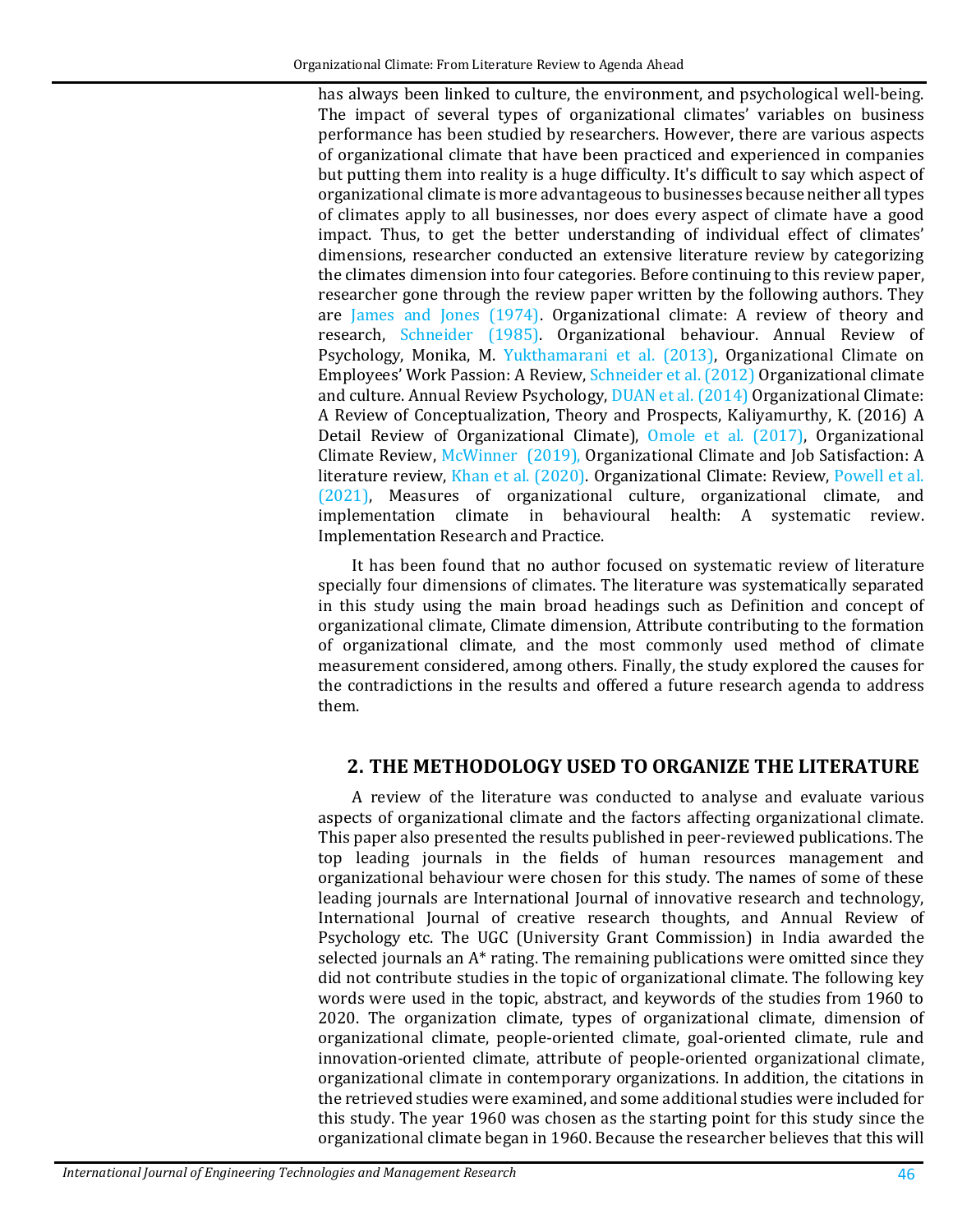has always been linked to culture, the environment, and psychological well-being. The impact of several types of organizational climates' variables on business performance has been studied by researchers. However, there are various aspects of organizational climate that have been practiced and experienced in companies but putting them into reality is a huge difficulty. It's difficult to say which aspect of organizational climate is more advantageous to businesses because neither all types of climates apply to all businesses, nor does every aspect of climate have a good impact. Thus, to get the better understanding of individual effect of climates' dimensions, researcher conducted an extensive literature review by categorizing the climates dimension into four categories. Before continuing to this review paper, researcher gone through the review paper written by the following authors. They are James and Jones (1974). Organizational climate: A review of theory and research, Schneider (1985). Organizational behaviour. Annual Review of Psychology, Monika, M. Yukthamarani et al. (2013), Organizational Climate on Employees' Work Passion: A Review, Schneider et al. (2012) Organizational climate and culture. Annual Review Psychology, DUAN et al. (2014) Organizational Climate: A Review of Conceptualization, Theory and Prospects, Kaliyamurthy, K. (2016) A Detail Review of Organizational Climate), Omole et al. (2017), Organizational Climate Review, McWinner (2019), Organizational Climate and Job Satisfaction: A literature review, Khan et al. (2020). Organizational Climate: Review, Powell et al. (2021), Measures of organizational culture, organizational climate, and implementation climate in behavioural health: A systematic review. Implementation Research and Practice.

It has been found that no author focused on systematic review of literature specially four dimensions of climates. The literature was systematically separated in this study using the main broad headings such as Definition and concept of organizational climate, Climate dimension, Attribute contributing to the formation of organizational climate, and the most commonly used method of climate measurement considered, among others. Finally, the study explored the causes for the contradictions in the results and offered a future research agenda to address them.

## 2. THE METHODOLOGY USED TO ORGANIZE THE LITERATURE

A review of the literature was conducted to analyse and evaluate various aspects of organizational climate and the factors affecting organizational climate. This paper also presented the results published in peer-reviewed publications. The top leading journals in the fields of human resources management and organizational behaviour were chosen for this study. The names of some of these leading journals are International Journal of innovative research and technology, International Journal of creative research thoughts, and Annual Review of Psychology etc. The UGC (University Grant Commission) in India awarded the selected journals an A* rating. The remaining publications were omitted since they did not contribute studies in the topic of organizational climate. The following key words were used in the topic, abstract, and keywords of the studies from 1960 to 2020. The organization climate, types of organizational climate, dimension of organizational climate, people-oriented climate, goal-oriented climate, rule and innovation-oriented climate, attribute of people-oriented organizational climate, organizational climate in contemporary organizations. In addition, the citations in the retrieved studies were examined, and some additional studies were included for this study. The year 1960 was chosen as the starting point for this study since the organizational climate began in 1960. Because the researcher believes that this will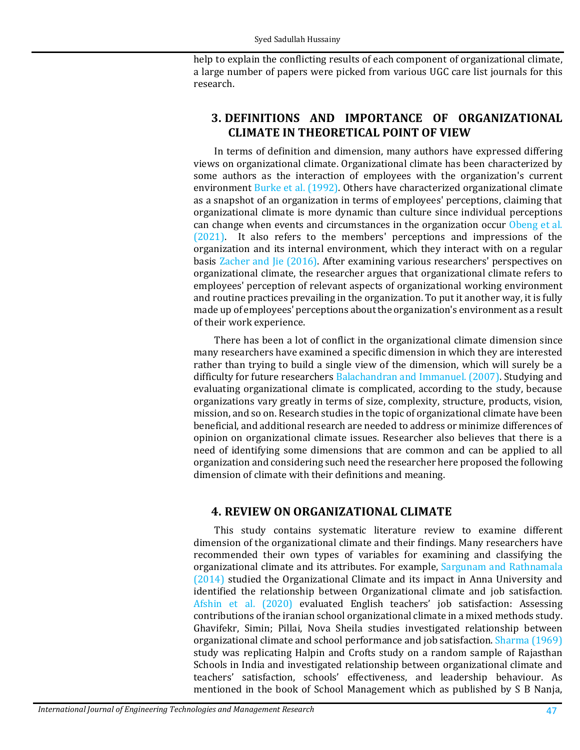help to explain the conflicting results of each component of organizational climate, a large number of papers were picked from various UGC care list journals for this research.

## 3. DEFINITIONS AND IMPORTANCE OF ORGANIZATIONAL CLIMATE IN THEORETICAL POINT OF VIEW

In terms of definition and dimension, many authors have expressed differing views on organizational climate. Organizational climate has been characterized by some authors as the interaction of employees with the organization's current environment Burke et al. (1992). Others have characterized organizational climate as a snapshot of an organization in terms of employees' perceptions, claiming that organizational climate is more dynamic than culture since individual perceptions can change when events and circumstances in the organization occur Obeng et al. (2021). It also refers to the members' perceptions and impressions of the organization and its internal environment, which they interact with on a regular basis Zacher and Jie (2016). After examining various researchers' perspectives on organizational climate, the researcher argues that organizational climate refers to employees' perception of relevant aspects of organizational working environment and routine practices prevailing in the organization. To put it another way, it is fully made up of employees' perceptions about the organization's environment as a result of their work experience.

There has been a lot of conflict in the organizational climate dimension since many researchers have examined a specific dimension in which they are interested rather than trying to build a single view of the dimension, which will surely be a difficulty for future researchers Balachandran and Immanuel. (2007). Studying and evaluating organizational climate is complicated, according to the study, because organizations vary greatly in terms of size, complexity, structure, products, vision, mission, and so on. Research studies in the topic of organizational climate have been beneficial, and additional research are needed to address or minimize differences of opinion on organizational climate issues. Researcher also believes that there is a need of identifying some dimensions that are common and can be applied to all organization and considering such need the researcher here proposed the following dimension of climate with their definitions and meaning.

## 4. REVIEW ON ORGANIZATIONAL CLIMATE

This study contains systematic literature review to examine different dimension of the organizational climate and their findings. Many researchers have recommended their own types of variables for examining and classifying the organizational climate and its attributes. For example, Sargunam and Rathnamala (2014) studied the Organizational Climate and its impact in Anna University and identified the relationship between Organizational climate and job satisfaction. Afshin et al. (2020) evaluated English teachers' job satisfaction: Assessing contributions of the iranian school organizational climate in a mixed methods study. Ghavifekr, Simin; Pillai, Nova Sheila studies investigated relationship between organizational climate and school performance and job satisfaction. Sharma (1969) study was replicating Halpin and Crofts study on a random sample of Rajasthan Schools in India and investigated relationship between organizational climate and teachers' satisfaction, schools' effectiveness, and leadership behaviour. As mentioned in the book of School Management which as published by S B Nanja,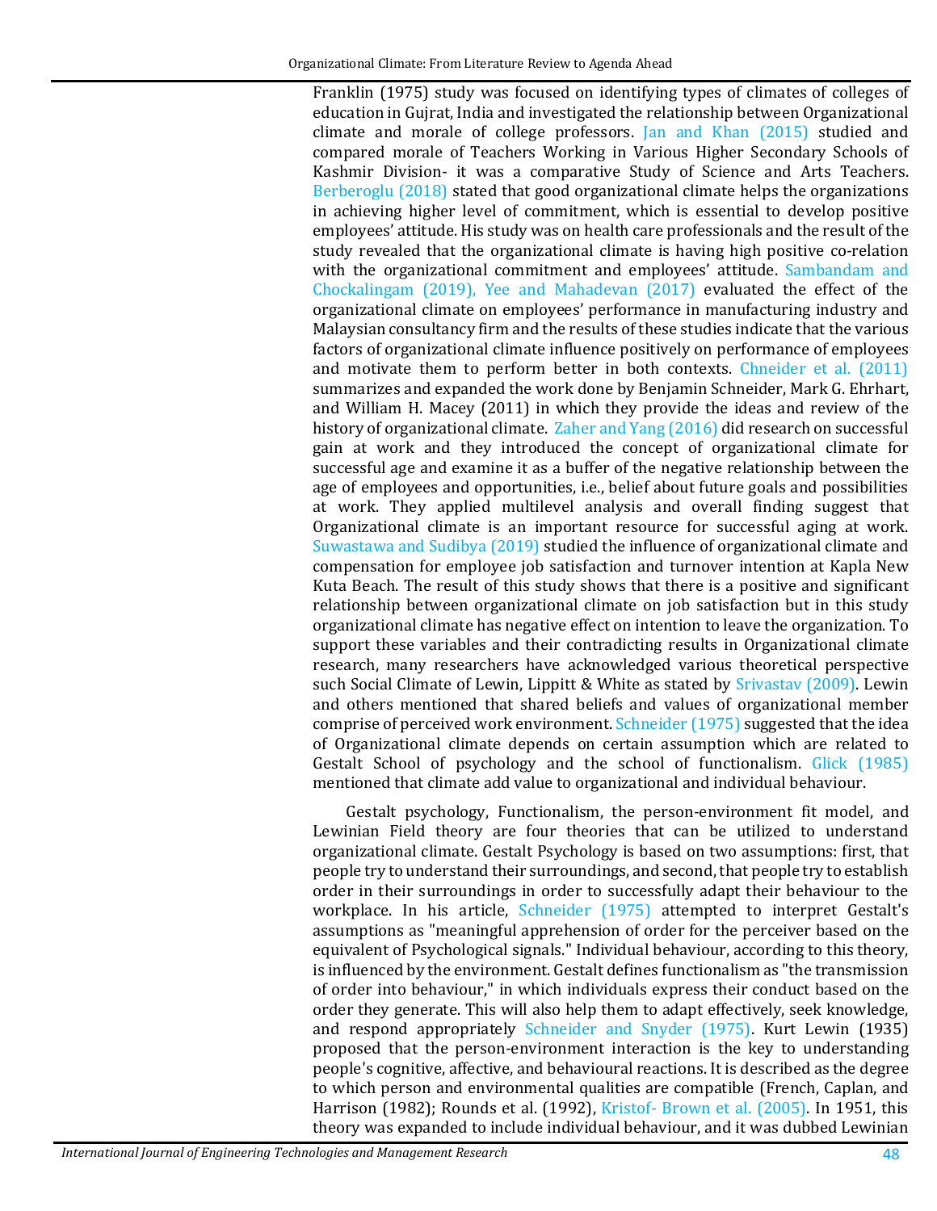Franklin (1975) study was focused on identifying types of climates of colleges of education in Gujrat, India and investigated the relationship between Organizational climate and morale of college professors. Jan and Khan (2015) studied and compared morale of Teachers Working in Various Higher Secondary Schools of Kashmir Division- it was a comparative Study of Science and Arts Teachers. Berberoglu (2018) stated that good organizational climate helps the organizations in achieving higher level of commitment, which is essential to develop positive employees' attitude. His study was on health care professionals and the result of the study revealed that the organizational climate is having high positive co-relation with the organizational commitment and employees' attitude. Sambandam and Chockalingam (2019), Yee and Mahadevan (2017) evaluated the effect of the organizational climate on employees' performance in manufacturing industry and Malaysian consultancy firm and the results of these studies indicate that the various factors of organizational climate influence positively on performance of employees and motivate them to perform better in both contexts. Chneider et al. (2011) summarizes and expanded the work done by Benjamin Schneider, Mark G. Ehrhart, and William H. Macey (2011) in which they provide the ideas and review of the history of organizational climate. Zaher and Yang (2016) did research on successful gain at work and they introduced the concept of organizational climate for successful age and examine it as a buffer of the negative relationship between the age of employees and opportunities, i.e., belief about future goals and possibilities at work. They applied multilevel analysis and overall finding suggest that Organizational climate is an important resource for successful aging at work. Suwastawa and Sudibya (2019) studied the influence of organizational climate and compensation for employee job satisfaction and turnover intention at Kapla New Kuta Beach. The result of this study shows that there is a positive and significant relationship between organizational climate on job satisfaction but in this study organizational climate has negative effect on intention to leave the organization. To support these variables and their contradicting results in Organizational climate research, many researchers have acknowledged various theoretical perspective such Social Climate of Lewin, Lippitt & White as stated by Srivastav (2009). Lewin and others mentioned that shared beliefs and values of organizational member comprise of perceived work environment. Schneider (1975) suggested that the idea of Organizational climate depends on certain assumption which are related to Gestalt School of psychology and the school of functionalism. Glick (1985) mentioned that climate add value to organizational and individual behaviour.

Gestalt psychology, Functionalism, the person-environment fit model, and Lewinian Field theory are four theories that can be utilized to understand organizational climate. Gestalt Psychology is based on two assumptions: first, that people try to understand their surroundings, and second, that people try to establish order in their surroundings in order to successfully adapt their behaviour to the workplace. In his article, Schneider (1975) attempted to interpret Gestalt's assumptions as "meaningful apprehension of order for the perceiver based on the equivalent of Psychological signals." Individual behaviour, according to this theory, is influenced by the environment. Gestalt defines functionalism as "the transmission of order into behaviour," in which individuals express their conduct based on the order they generate. This will also help them to adapt effectively, seek knowledge, and respond appropriately Schneider and Snyder (1975). Kurt Lewin (1935) proposed that the person-environment interaction is the key to understanding people's cognitive, affective, and behavioural reactions. It is described as the degree to which person and environmental qualities are compatible (French, Caplan, and Harrison (1982); Rounds et al. (1992), Kristof- Brown et al. (2005). In 1951, this theory was expanded to include individual behaviour, and it was dubbed Lewinian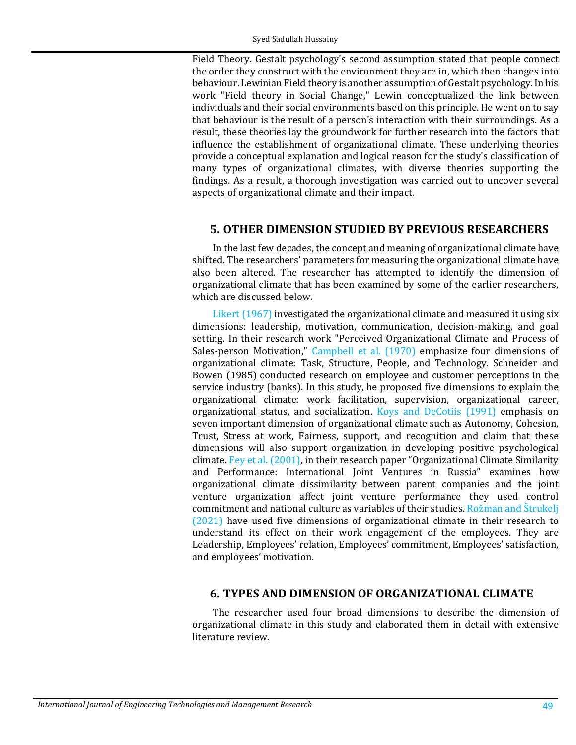Field Theory. Gestalt psychology's second assumption stated that people connect the order they construct with the environment they are in, which then changes into behaviour. Lewinian Field theory is another assumption of Gestalt psychology. In his work "Field theory in Social Change," Lewin conceptualized the link between individuals and their social environments based on this principle. He went on to say that behaviour is the result of a person's interaction with their surroundings. As a result, these theories lay the groundwork for further research into the factors that influence the establishment of organizational climate. These underlying theories provide a conceptual explanation and logical reason for the study's classification of many types of organizational climates, with diverse theories supporting the findings. As a result, a thorough investigation was carried out to uncover several aspects of organizational climate and their impact.

## 5. OTHER DIMENSION STUDIED BY PREVIOUS RESEARCHERS

In the last few decades, the concept and meaning of organizational climate have shifted. The researchers' parameters for measuring the organizational climate have also been altered. The researcher has attempted to identify the dimension of organizational climate that has been examined by some of the earlier researchers, which are discussed below.

Likert (1967) investigated the organizational climate and measured it using six dimensions: leadership, motivation, communication, decision-making, and goal setting. In their research work "Perceived Organizational Climate and Process of Sales-person Motivation," Campbell et al. (1970) emphasize four dimensions of organizational climate: Task, Structure, People, and Technology. Schneider and Bowen (1985) conducted research on employee and customer perceptions in the service industry (banks). In this study, he proposed five dimensions to explain the organizational climate: work facilitation, supervision, organizational career, organizational status, and socialization. Koys and DeCotiis (1991) emphasis on seven important dimension of organizational climate such as Autonomy, Cohesion, Trust, Stress at work, Fairness, support, and recognition and claim that these dimensions will also support organization in developing positive psychological climate. Fey et al. (2001), in their research paper "Organizational Climate Similarity and Performance: International Joint Ventures in Russia" examines how organizational climate dissimilarity between parent companies and the joint venture organization affect joint venture performance they used control commitment and national culture as variables of their studies. Rožman and Štrukelj (2021) have used five dimensions of organizational climate in their research to understand its effect on their work engagement of the employees. They are Leadership, Employees' relation, Employees' commitment, Employees' satisfaction, and employees' motivation.

## 6. TYPES AND DIMENSION OF ORGANIZATIONAL CLIMATE

The researcher used four broad dimensions to describe the dimension of organizational climate in this study and elaborated them in detail with extensive literature review.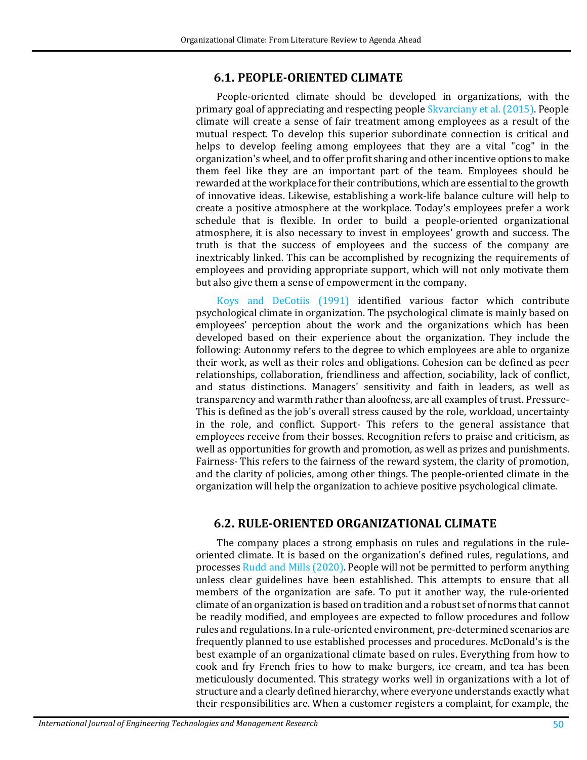## 6.1. PEOPLE-ORIENTED CLIMATE

People-oriented climate should be developed in organizations, with the primary goal of appreciating and respecting people Skvarciany et al. (2015). People climate will create a sense of fair treatment among employees as a result of the mutual respect. To develop this superior subordinate connection is critical and helps to develop feeling among employees that they are a vital "cog" in the organization's wheel, and to offer profit sharing and other incentive options to make them feel like they are an important part of the team. Employees should be rewarded at the workplace for their contributions, which are essential to the growth of innovative ideas. Likewise, establishing a work-life balance culture will help to create a positive atmosphere at the workplace. Today's employees prefer a work schedule that is flexible. In order to build a people-oriented organizational atmosphere, it is also necessary to invest in employees' growth and success. The truth is that the success of employees and the success of the company are inextricably linked. This can be accomplished by recognizing the requirements of employees and providing appropriate support, which will not only motivate them but also give them a sense of empowerment in the company.

Koys and DeCotiis (1991) identified various factor which contribute psychological climate in organization. The psychological climate is mainly based on employees' perception about the work and the organizations which has been developed based on their experience about the organization. They include the following: Autonomy refers to the degree to which employees are able to organize their work, as well as their roles and obligations. Cohesion can be defined as peer relationships, collaboration, friendliness and affection, sociability, lack of conflict, and status distinctions. Managers' sensitivity and faith in leaders, as well as transparency and warmth rather than aloofness, are all examples of trust. Pressure- This is defined as the job's overall stress caused by the role, workload, uncertainty in the role, and conflict. Support- This refers to the general assistance that employees receive from their bosses. Recognition refers to praise and criticism, as well as opportunities for growth and promotion, as well as prizes and punishments. Fairness- This refers to the fairness of the reward system, the clarity of promotion, and the clarity of policies, among other things. The people-oriented climate in the organization will help the organization to achieve positive psychological climate.

## 6.2. RULE-ORIENTED ORGANIZATIONAL CLIMATE

The company places a strong emphasis on rules and regulations in the rule-oriented climate. It is based on the organization's defined rules, regulations, and processes Rudd and Mills (2020). People will not be permitted to perform anything unless clear guidelines have been established. This attempts to ensure that all members of the organization are safe. To put it another way, the rule-oriented climate of an organization is based on tradition and a robust set of norms that cannot be readily modified, and employees are expected to follow procedures and follow rules and regulations. In a rule-oriented environment, pre-determined scenarios are frequently planned to use established processes and procedures. McDonald's is the best example of an organizational climate based on rules. Everything from how to cook and fry French fries to how to make burgers, ice cream, and tea has been meticulously documented. This strategy works well in organizations with a lot of structure and a clearly defined hierarchy, where everyone understands exactly what their responsibilities are. When a customer registers a complaint, for example, the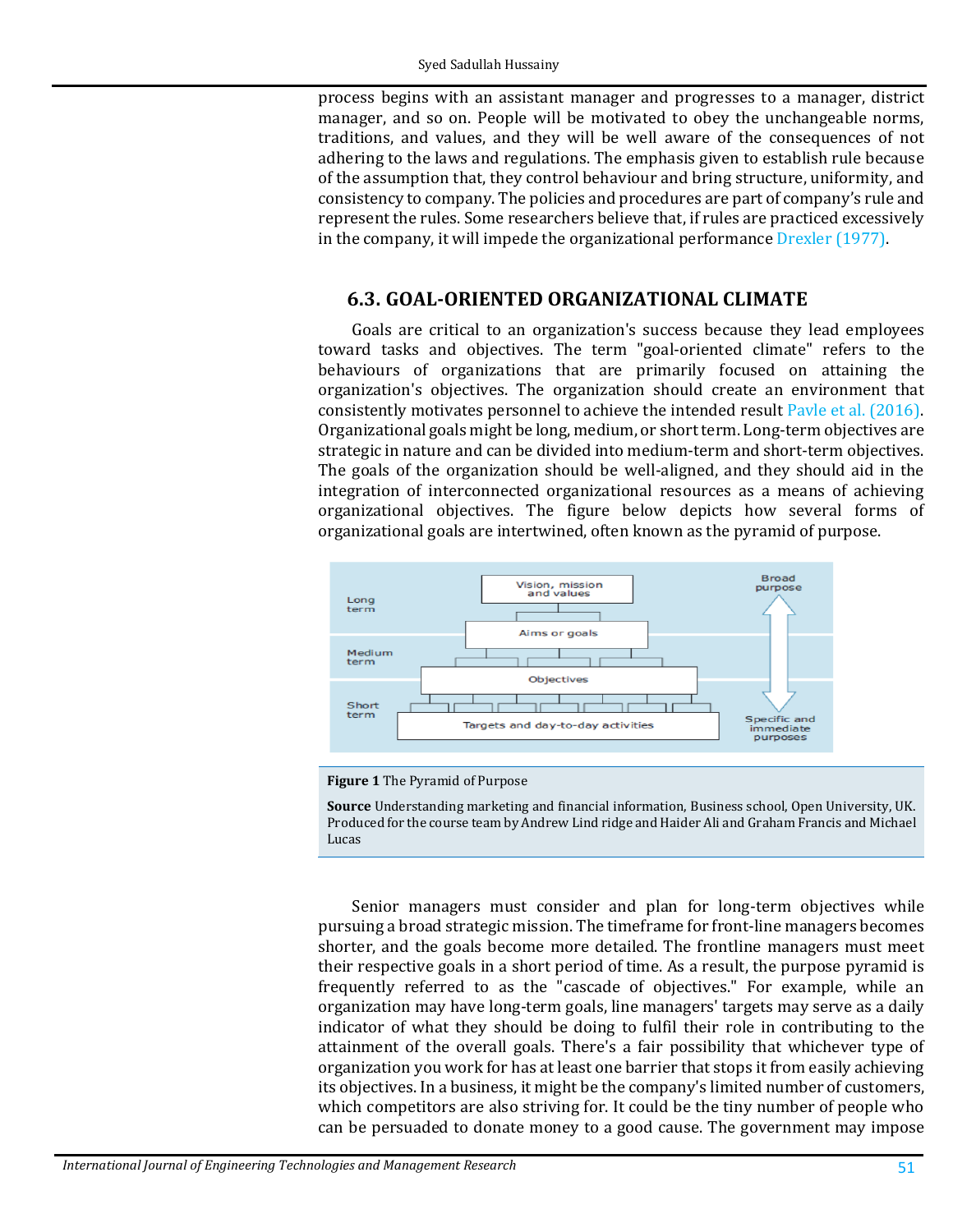process begins with an assistant manager and progresses to a manager, district manager, and so on. People will be motivated to obey the unchangeable norms, traditions, and values, and they will be well aware of the consequences of not adhering to the laws and regulations. The emphasis given to establish rule because of the assumption that, they control behaviour and bring structure, uniformity, and consistency to company. The policies and procedures are part of company's rule and represent the rules. Some researchers believe that, if rules are practiced excessively in the company, it will impede the organizational performance Drexler (1977).

## 6.3. GOAL-ORIENTED ORGANIZATIONAL CLIMATE

Goals are critical to an organization's success because they lead employees toward tasks and objectives. The term "goal-oriented climate" refers to the behaviours of organizations that are primarily focused on attaining the organization's objectives. The organization should create an environment that consistently motivates personnel to achieve the intended result Pavle et al. (2016). Organizational goals might be long, medium, or short term. Long-term objectives are strategic in nature and can be divided into medium-term and short-term objectives. The goals of the organization should be well-aligned, and they should aid in the integration of interconnected organizational resources as a means of achieving organizational objectives. The figure below depicts how several forms of organizational goals are intertwined, often known as the pyramid of purpose.

Long term — Vision, mission and values — Broad purpose

Aims or goals

Medium term

Objectives

Short term — Targets and day-to-day activities — Specific and immediate purposes

**Figure 1** The Pyramid of Purpose

**Source** Understanding marketing and financial information, Business school, Open University, UK. Produced for the course team by Andrew Lind ridge and Haider Ali and Graham Francis and Michael Lucas

Senior managers must consider and plan for long-term objectives while pursuing a broad strategic mission. The timeframe for front-line managers becomes shorter, and the goals become more detailed. The frontline managers must meet their respective goals in a short period of time. As a result, the purpose pyramid is frequently referred to as the "cascade of objectives." For example, while an organization may have long-term goals, line managers' targets may serve as a daily indicator of what they should be doing to fulfil their role in contributing to the attainment of the overall goals. There's a fair possibility that whichever type of organization you work for has at least one barrier that stops it from easily achieving its objectives. In a business, it might be the company's limited number of customers, which competitors are also striving for. It could be the tiny number of people who can be persuaded to donate money to a good cause. The government may impose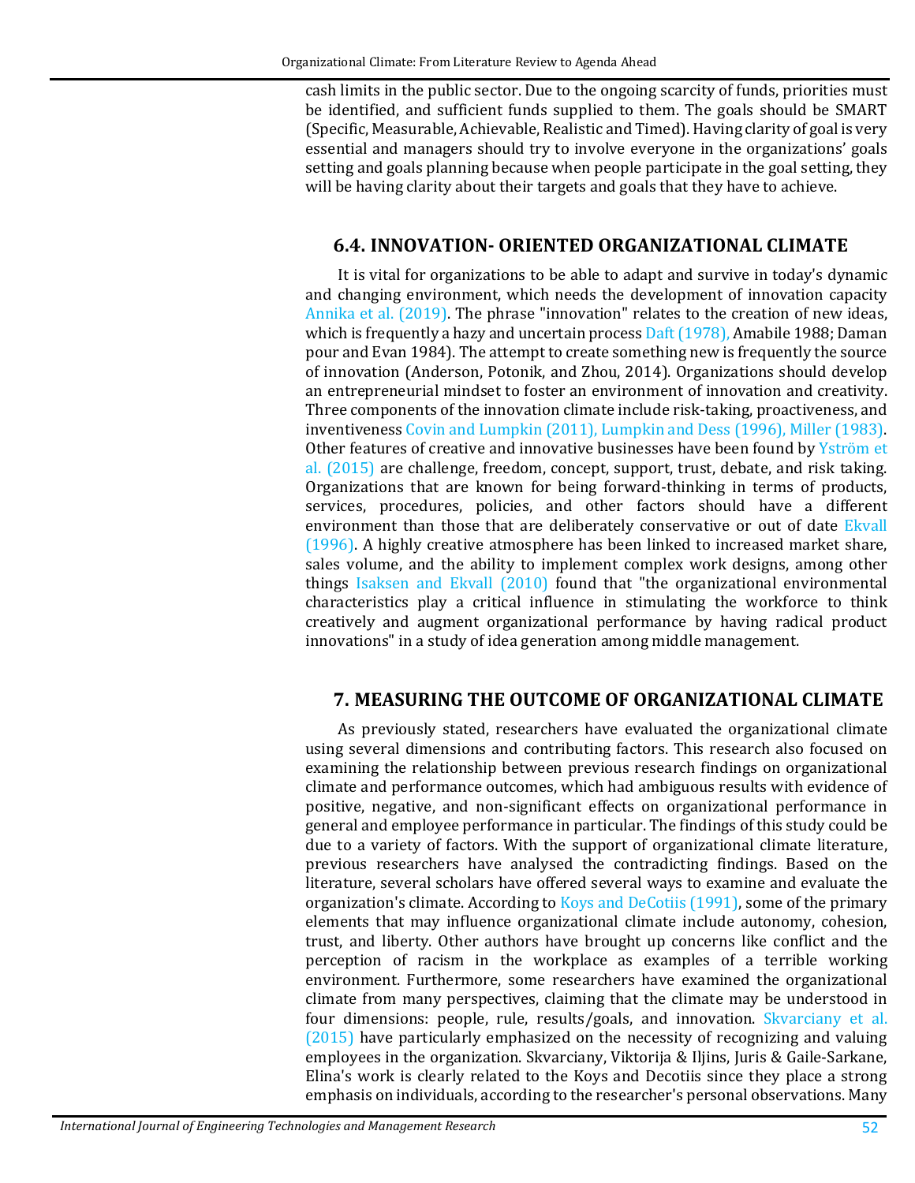cash limits in the public sector. Due to the ongoing scarcity of funds, priorities must be identified, and sufficient funds supplied to them. The goals should be SMART (Specific, Measurable, Achievable, Realistic and Timed). Having clarity of goal is very essential and managers should try to involve everyone in the organizations' goals setting and goals planning because when people participate in the goal setting, they will be having clarity about their targets and goals that they have to achieve.

### 6.4. INNOVATION- ORIENTED ORGANIZATIONAL CLIMATE

It is vital for organizations to be able to adapt and survive in today's dynamic and changing environment, which needs the development of innovation capacity Annika et al. (2019). The phrase "innovation" relates to the creation of new ideas, which is frequently a hazy and uncertain process Daft (1978), Amabile 1988; Daman pour and Evan 1984). The attempt to create something new is frequently the source of innovation (Anderson, Potonik, and Zhou, 2014). Organizations should develop an entrepreneurial mindset to foster an environment of innovation and creativity. Three components of the innovation climate include risk-taking, proactiveness, and inventiveness Covin and Lumpkin (2011), Lumpkin and Dess (1996), Miller (1983). Other features of creative and innovative businesses have been found by Yström et al. (2015) are challenge, freedom, concept, support, trust, debate, and risk taking. Organizations that are known for being forward-thinking in terms of products, services, procedures, policies, and other factors should have a different environment than those that are deliberately conservative or out of date Ekvall (1996). A highly creative atmosphere has been linked to increased market share, sales volume, and the ability to implement complex work designs, among other things Isaksen and Ekvall (2010) found that "the organizational environmental characteristics play a critical influence in stimulating the workforce to think creatively and augment organizational performance by having radical product innovations" in a study of idea generation among middle management.

## 7. MEASURING THE OUTCOME OF ORGANIZATIONAL CLIMATE

As previously stated, researchers have evaluated the organizational climate using several dimensions and contributing factors. This research also focused on examining the relationship between previous research findings on organizational climate and performance outcomes, which had ambiguous results with evidence of positive, negative, and non-significant effects on organizational performance in general and employee performance in particular. The findings of this study could be due to a variety of factors. With the support of organizational climate literature, previous researchers have analysed the contradicting findings. Based on the literature, several scholars have offered several ways to examine and evaluate the organization's climate. According to Koys and DeCotiis (1991), some of the primary elements that may influence organizational climate include autonomy, cohesion, trust, and liberty. Other authors have brought up concerns like conflict and the perception of racism in the workplace as examples of a terrible working environment. Furthermore, some researchers have examined the organizational climate from many perspectives, claiming that the climate may be understood in four dimensions: people, rule, results/goals, and innovation. Skvarciany et al. (2015) have particularly emphasized on the necessity of recognizing and valuing employees in the organization. Skvarciany, Viktorija & Iljins, Juris & Gaile-Sarkane, Elina's work is clearly related to the Koys and Decotiis since they place a strong emphasis on individuals, according to the researcher's personal observations. Many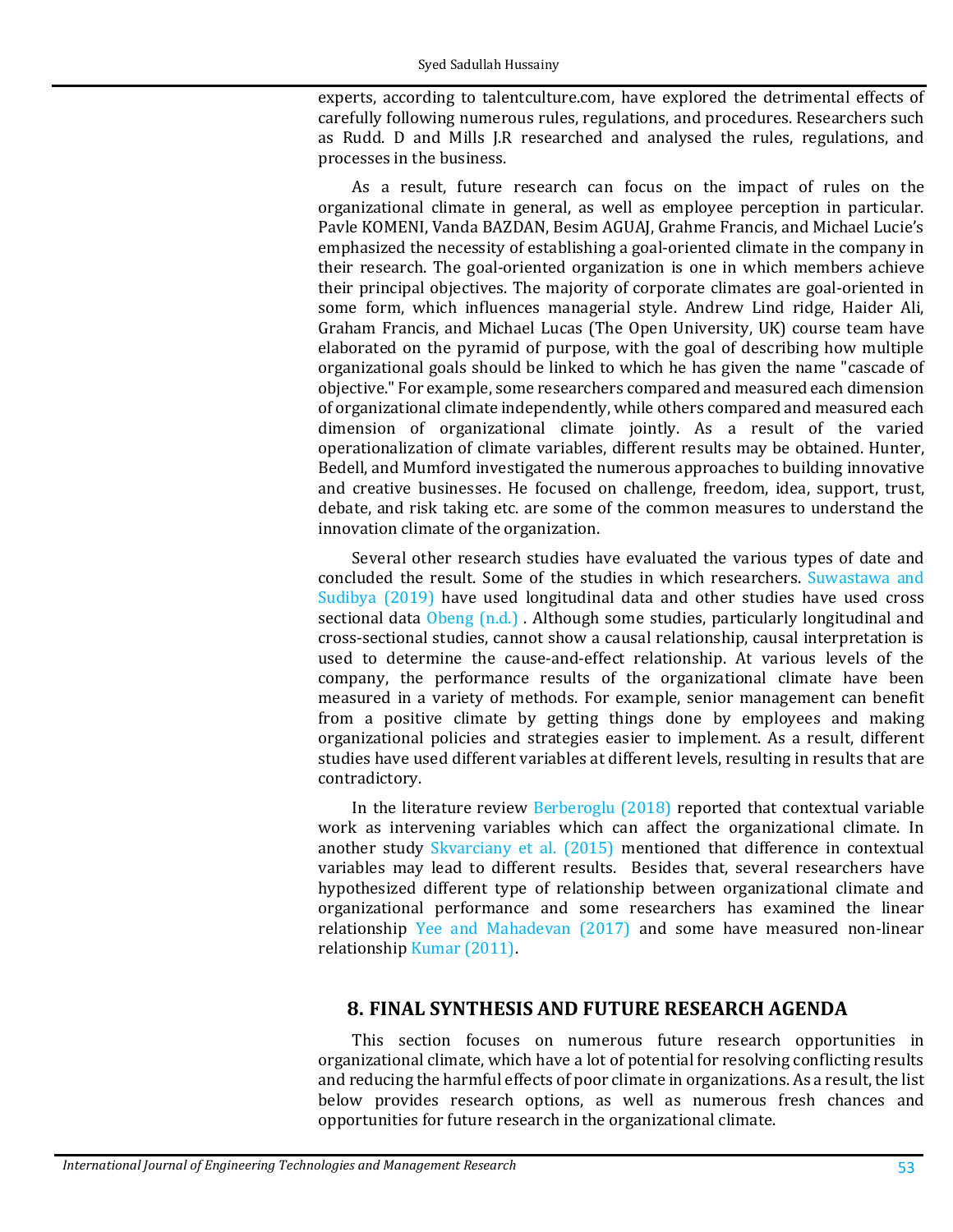experts, according to talentculture.com, have explored the detrimental effects of carefully following numerous rules, regulations, and procedures. Researchers such as Rudd. D and Mills J.R researched and analysed the rules, regulations, and processes in the business.

As a result, future research can focus on the impact of rules on the organizational climate in general, as well as employee perception in particular. Pavle KOMENI, Vanda BAZDAN, Besim AGUAJ, Grahme Francis, and Michael Lucie's emphasized the necessity of establishing a goal-oriented climate in the company in their research. The goal-oriented organization is one in which members achieve their principal objectives. The majority of corporate climates are goal-oriented in some form, which influences managerial style. Andrew Lind ridge, Haider Ali, Graham Francis, and Michael Lucas (The Open University, UK) course team have elaborated on the pyramid of purpose, with the goal of describing how multiple organizational goals should be linked to which he has given the name "cascade of objective." For example, some researchers compared and measured each dimension of organizational climate independently, while others compared and measured each dimension of organizational climate jointly. As a result of the varied operationalization of climate variables, different results may be obtained. Hunter, Bedell, and Mumford investigated the numerous approaches to building innovative and creative businesses. He focused on challenge, freedom, idea, support, trust, debate, and risk taking etc. are some of the common measures to understand the innovation climate of the organization.

Several other research studies have evaluated the various types of date and concluded the result. Some of the studies in which researchers. Suwastawa and Sudibya (2019) have used longitudinal data and other studies have used cross sectional data Obeng (n.d.) . Although some studies, particularly longitudinal and cross-sectional studies, cannot show a causal relationship, causal interpretation is used to determine the cause-and-effect relationship. At various levels of the company, the performance results of the organizational climate have been measured in a variety of methods. For example, senior management can benefit from a positive climate by getting things done by employees and making organizational policies and strategies easier to implement. As a result, different studies have used different variables at different levels, resulting in results that are contradictory.

In the literature review Berberoglu (2018) reported that contextual variable work as intervening variables which can affect the organizational climate. In another study Skvarciany et al. (2015) mentioned that difference in contextual variables may lead to different results. Besides that, several researchers have hypothesized different type of relationship between organizational climate and organizational performance and some researchers has examined the linear relationship Yee and Mahadevan (2017) and some have measured non-linear relationship Kumar (2011).

## 8. FINAL SYNTHESIS AND FUTURE RESEARCH AGENDA

This section focuses on numerous future research opportunities in organizational climate, which have a lot of potential for resolving conflicting results and reducing the harmful effects of poor climate in organizations. As a result, the list below provides research options, as well as numerous fresh chances and opportunities for future research in the organizational climate.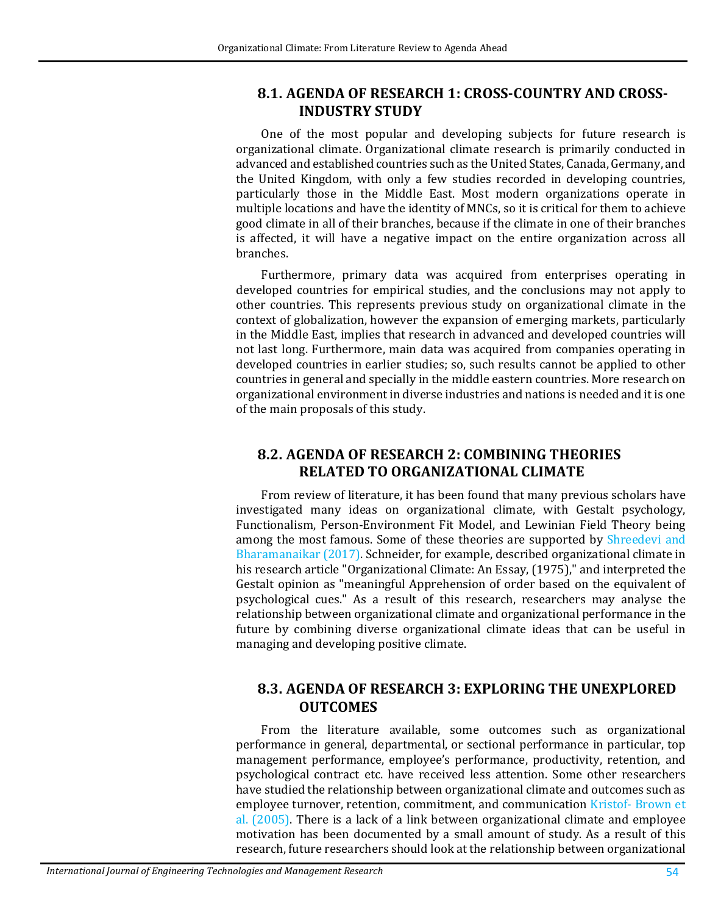### 8.1. AGENDA OF RESEARCH 1: CROSS-COUNTRY AND CROSS-INDUSTRY STUDY

One of the most popular and developing subjects for future research is organizational climate. Organizational climate research is primarily conducted in advanced and established countries such as the United States, Canada, Germany, and the United Kingdom, with only a few studies recorded in developing countries, particularly those in the Middle East. Most modern organizations operate in multiple locations and have the identity of MNCs, so it is critical for them to achieve good climate in all of their branches, because if the climate in one of their branches is affected, it will have a negative impact on the entire organization across all branches.

Furthermore, primary data was acquired from enterprises operating in developed countries for empirical studies, and the conclusions may not apply to other countries. This represents previous study on organizational climate in the context of globalization, however the expansion of emerging markets, particularly in the Middle East, implies that research in advanced and developed countries will not last long. Furthermore, main data was acquired from companies operating in developed countries in earlier studies; so, such results cannot be applied to other countries in general and specially in the middle eastern countries. More research on organizational environment in diverse industries and nations is needed and it is one of the main proposals of this study.

### 8.2. AGENDA OF RESEARCH 2: COMBINING THEORIES RELATED TO ORGANIZATIONAL CLIMATE

From review of literature, it has been found that many previous scholars have investigated many ideas on organizational climate, with Gestalt psychology, Functionalism, Person-Environment Fit Model, and Lewinian Field Theory being among the most famous. Some of these theories are supported by Shreedevi and Bharamanaikar (2017). Schneider, for example, described organizational climate in his research article "Organizational Climate: An Essay, (1975)," and interpreted the Gestalt opinion as "meaningful Apprehension of order based on the equivalent of psychological cues." As a result of this research, researchers may analyse the relationship between organizational climate and organizational performance in the future by combining diverse organizational climate ideas that can be useful in managing and developing positive climate.

### 8.3. AGENDA OF RESEARCH 3: EXPLORING THE UNEXPLORED OUTCOMES

From the literature available, some outcomes such as organizational performance in general, departmental, or sectional performance in particular, top management performance, employee's performance, productivity, retention, and psychological contract etc. have received less attention. Some other researchers have studied the relationship between organizational climate and outcomes such as employee turnover, retention, commitment, and communication Kristof- Brown et al. (2005). There is a lack of a link between organizational climate and employee motivation has been documented by a small amount of study. As a result of this research, future researchers should look at the relationship between organizational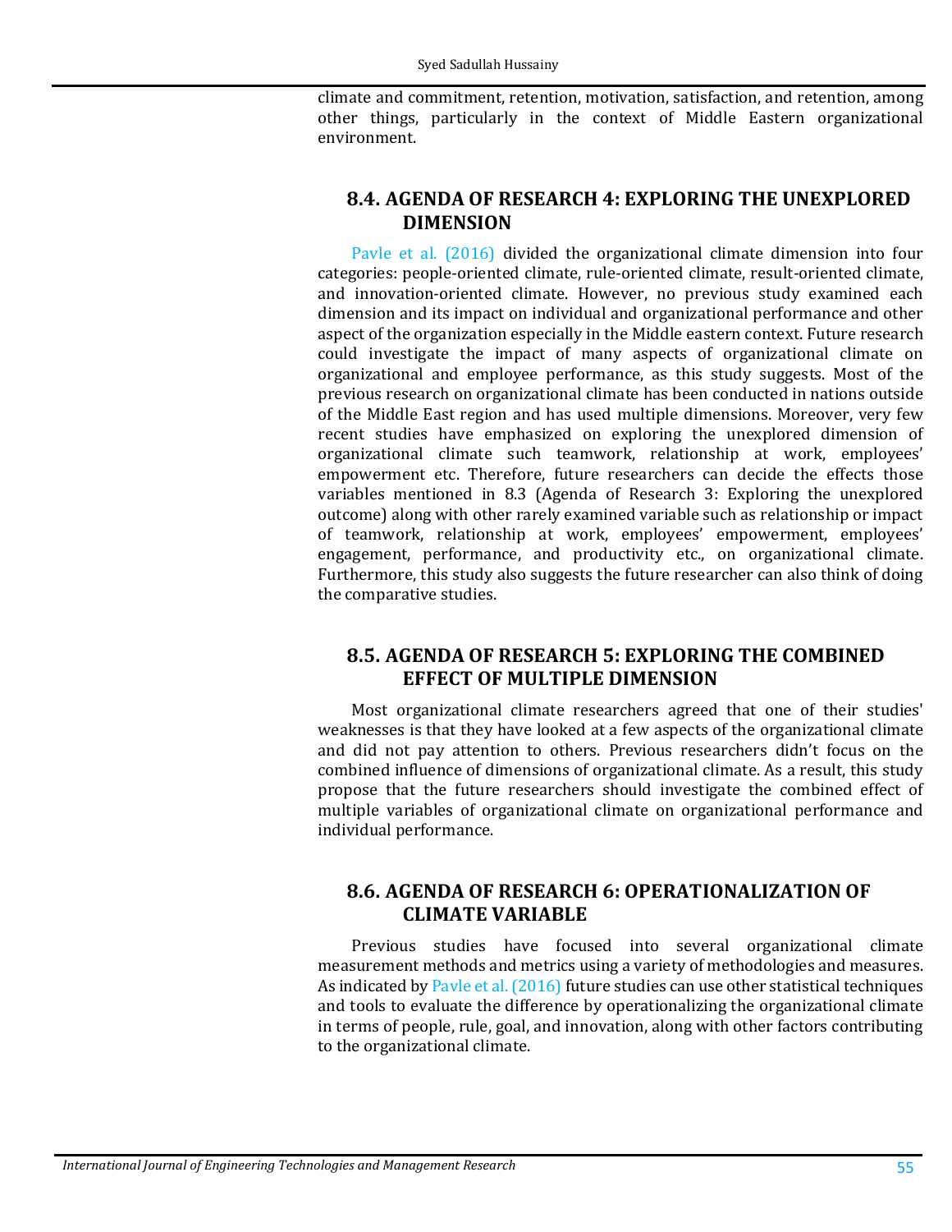climate and commitment, retention, motivation, satisfaction, and retention, among other things, particularly in the context of Middle Eastern organizational environment.

## 8.4. AGENDA OF RESEARCH 4: EXPLORING THE UNEXPLORED DIMENSION

Pavle et al. (2016) divided the organizational climate dimension into four categories: people-oriented climate, rule-oriented climate, result-oriented climate, and innovation-oriented climate. However, no previous study examined each dimension and its impact on individual and organizational performance and other aspect of the organization especially in the Middle eastern context. Future research could investigate the impact of many aspects of organizational climate on organizational and employee performance, as this study suggests. Most of the previous research on organizational climate has been conducted in nations outside of the Middle East region and has used multiple dimensions. Moreover, very few recent studies have emphasized on exploring the unexplored dimension of organizational climate such teamwork, relationship at work, employees' empowerment etc. Therefore, future researchers can decide the effects those variables mentioned in 8.3 (Agenda of Research 3: Exploring the unexplored outcome) along with other rarely examined variable such as relationship or impact of teamwork, relationship at work, employees' empowerment, employees' engagement, performance, and productivity etc., on organizational climate. Furthermore, this study also suggests the future researcher can also think of doing the comparative studies.

## 8.5. AGENDA OF RESEARCH 5: EXPLORING THE COMBINED EFFECT OF MULTIPLE DIMENSION

Most organizational climate researchers agreed that one of their studies' weaknesses is that they have looked at a few aspects of the organizational climate and did not pay attention to others. Previous researchers didn't focus on the combined influence of dimensions of organizational climate. As a result, this study propose that the future researchers should investigate the combined effect of multiple variables of organizational climate on organizational performance and individual performance.

## 8.6. AGENDA OF RESEARCH 6: OPERATIONALIZATION OF CLIMATE VARIABLE

Previous studies have focused into several organizational climate measurement methods and metrics using a variety of methodologies and measures. As indicated by Pavle et al. (2016) future studies can use other statistical techniques and tools to evaluate the difference by operationalizing the organizational climate in terms of people, rule, goal, and innovation, along with other factors contributing to the organizational climate.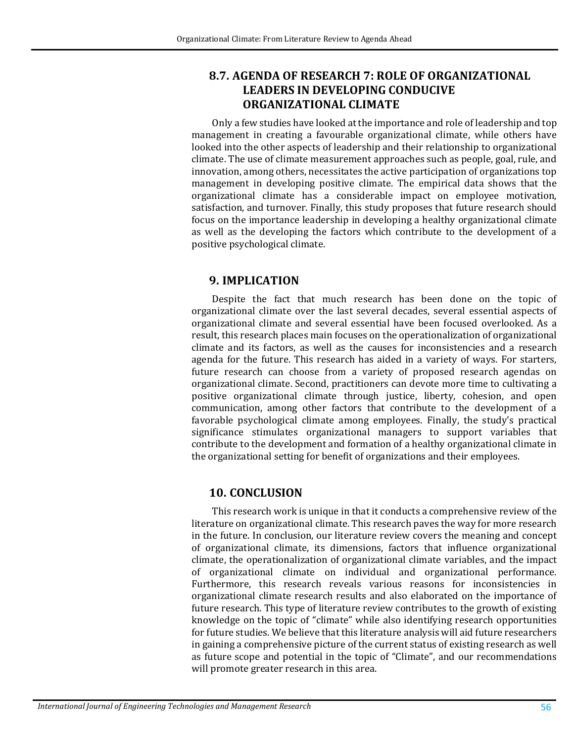### 8.7. AGENDA OF RESEARCH 7: ROLE OF ORGANIZATIONAL LEADERS IN DEVELOPING CONDUCIVE ORGANIZATIONAL CLIMATE

Only a few studies have looked at the importance and role of leadership and top management in creating a favourable organizational climate, while others have looked into the other aspects of leadership and their relationship to organizational climate. The use of climate measurement approaches such as people, goal, rule, and innovation, among others, necessitates the active participation of organizations top management in developing positive climate. The empirical data shows that the organizational climate has a considerable impact on employee motivation, satisfaction, and turnover. Finally, this study proposes that future research should focus on the importance leadership in developing a healthy organizational climate as well as the developing the factors which contribute to the development of a positive psychological climate.

## 9. IMPLICATION

Despite the fact that much research has been done on the topic of organizational climate over the last several decades, several essential aspects of organizational climate and several essential have been focused overlooked. As a result, this research places main focuses on the operationalization of organizational climate and its factors, as well as the causes for inconsistencies and a research agenda for the future. This research has aided in a variety of ways. For starters, future research can choose from a variety of proposed research agendas on organizational climate. Second, practitioners can devote more time to cultivating a positive organizational climate through justice, liberty, cohesion, and open communication, among other factors that contribute to the development of a favorable psychological climate among employees. Finally, the study's practical significance stimulates organizational managers to support variables that contribute to the development and formation of a healthy organizational climate in the organizational setting for benefit of organizations and their employees.

## 10. CONCLUSION

This research work is unique in that it conducts a comprehensive review of the literature on organizational climate. This research paves the way for more research in the future. In conclusion, our literature review covers the meaning and concept of organizational climate, its dimensions, factors that influence organizational climate, the operationalization of organizational climate variables, and the impact of organizational climate on individual and organizational performance. Furthermore, this research reveals various reasons for inconsistencies in organizational climate research results and also elaborated on the importance of future research. This type of literature review contributes to the growth of existing knowledge on the topic of "climate" while also identifying research opportunities for future studies. We believe that this literature analysis will aid future researchers in gaining a comprehensive picture of the current status of existing research as well as future scope and potential in the topic of "Climate", and our recommendations will promote greater research in this area.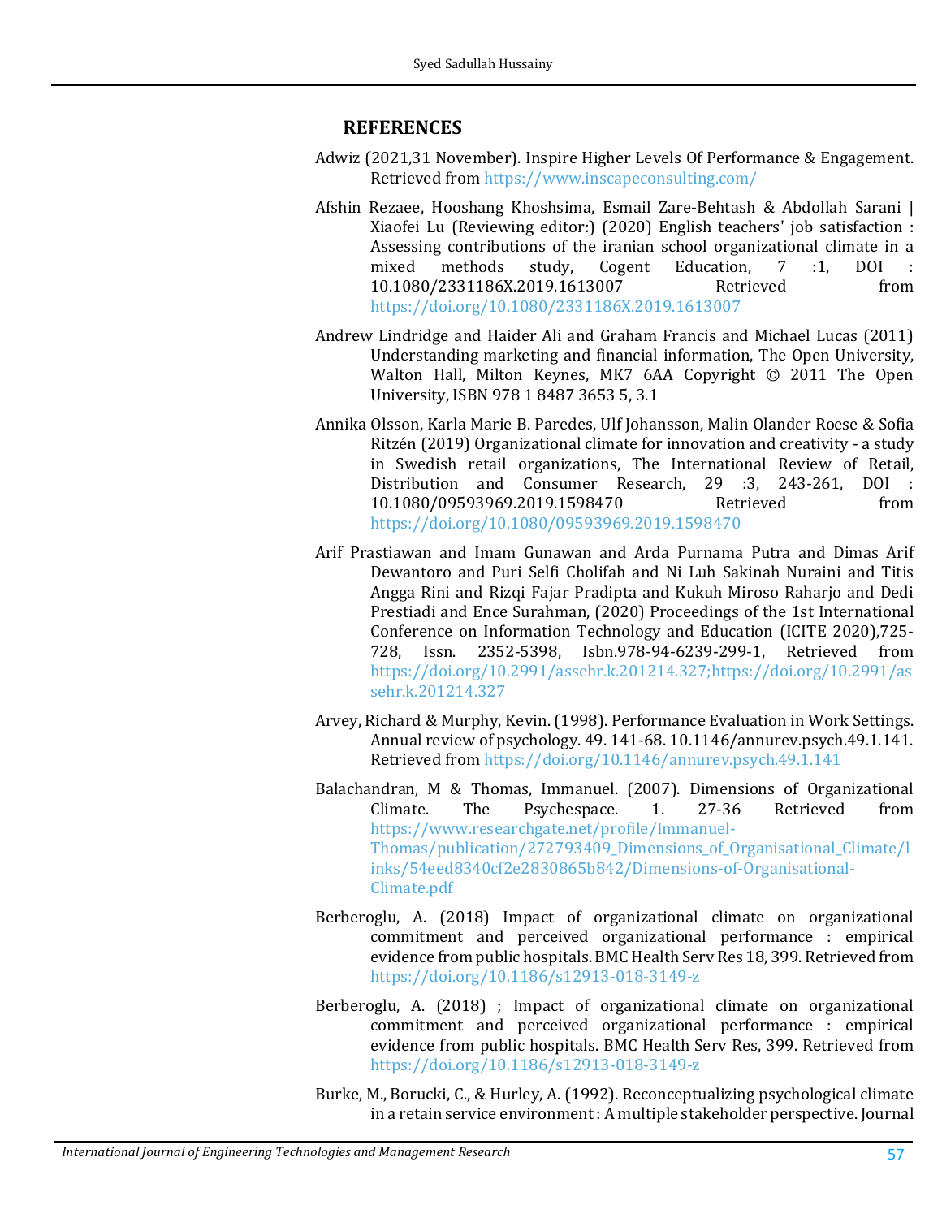## REFERENCES

Adwiz (2021,31 November). Inspire Higher Levels Of Performance & Engagement. Retrieved from https://www.inscapeconsulting.com/

Afshin Rezaee, Hooshang Khoshsima, Esmail Zare-Behtash & Abdollah Sarani | Xiaofei Lu (Reviewing editor:) (2020) English teachers' job satisfaction : Assessing contributions of the iranian school organizational climate in a mixed methods study, Cogent Education, 7 :1, DOI : 10.1080/2331186X.2019.1613007 Retrieved from https://doi.org/10.1080/2331186X.2019.1613007

Andrew Lindridge and Haider Ali and Graham Francis and Michael Lucas (2011) Understanding marketing and financial information, The Open University, Walton Hall, Milton Keynes, MK7 6AA Copyright © 2011 The Open University, ISBN 978 1 8487 3653 5, 3.1

Annika Olsson, Karla Marie B. Paredes, Ulf Johansson, Malin Olander Roese & Sofia Ritzén (2019) Organizational climate for innovation and creativity - a study in Swedish retail organizations, The International Review of Retail, Distribution and Consumer Research, 29 :3, 243-261, DOI : 10.1080/09593969.2019.1598470 Retrieved from https://doi.org/10.1080/09593969.2019.1598470

Arif Prastiawan and Imam Gunawan and Arda Purnama Putra and Dimas Arif Dewantoro and Puri Selfi Cholifah and Ni Luh Sakinah Nuraini and Titis Angga Rini and Rizqi Fajar Pradipta and Kukuh Miroso Raharjo and Dedi Prestiadi and Ence Surahman, (2020) Proceedings of the 1st International Conference on Information Technology and Education (ICITE 2020),725-728, Issn. 2352-5398, Isbn.978-94-6239-299-1, Retrieved from https://doi.org/10.2991/assehr.k.201214.327;https://doi.org/10.2991/assehr.k.201214.327

Arvey, Richard & Murphy, Kevin. (1998). Performance Evaluation in Work Settings. Annual review of psychology. 49. 141-68. 10.1146/annurev.psych.49.1.141. Retrieved from https://doi.org/10.1146/annurev.psych.49.1.141

Balachandran, M & Thomas, Immanuel. (2007). Dimensions of Organizational Climate. The Psychespace. 1. 27-36 Retrieved from https://www.researchgate.net/profile/Immanuel-Thomas/publication/272793409_Dimensions_of_Organisational_Climate/links/54eed8340cf2e2830865b842/Dimensions-of-Organisational-Climate.pdf

Berberoglu, A. (2018) Impact of organizational climate on organizational commitment and perceived organizational performance : empirical evidence from public hospitals. BMC Health Serv Res 18, 399. Retrieved from https://doi.org/10.1186/s12913-018-3149-z

Berberoglu, A. (2018) ; Impact of organizational climate on organizational commitment and perceived organizational performance : empirical evidence from public hospitals. BMC Health Serv Res, 399. Retrieved from https://doi.org/10.1186/s12913-018-3149-z

Burke, M., Borucki, C., & Hurley, A. (1992). Reconceptualizing psychological climate in a retain service environment : A multiple stakeholder perspective. Journal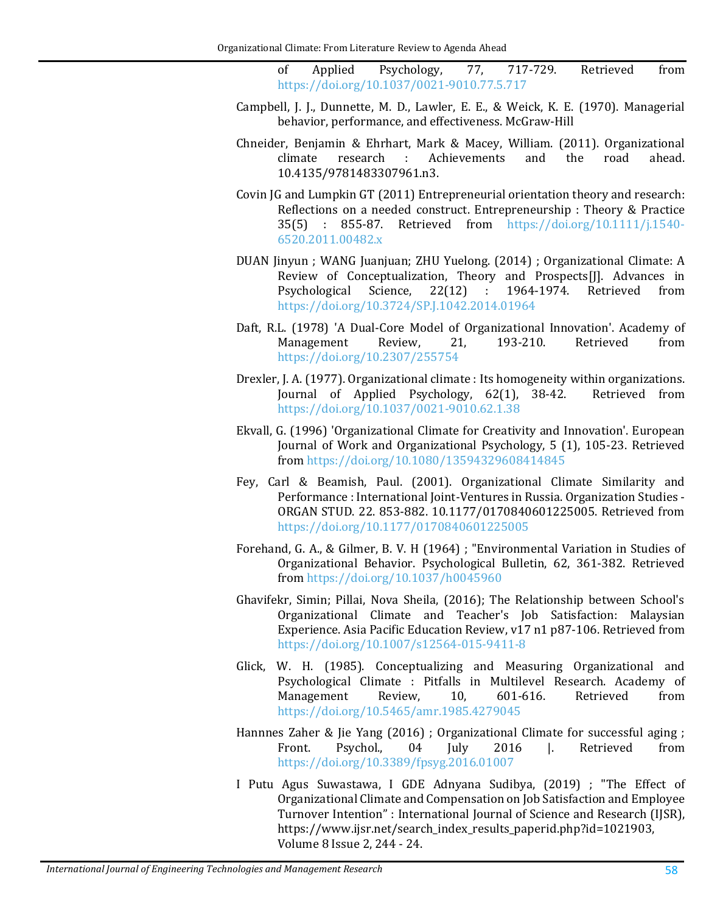of Applied Psychology, 77, 717-729. Retrieved from https://doi.org/10.1037/0021-9010.77.5.717

Campbell, J. J., Dunnette, M. D., Lawler, E. E., & Weick, K. E. (1970). Managerial behavior, performance, and effectiveness. McGraw-Hill

Chneider, Benjamin & Ehrhart, Mark & Macey, William. (2011). Organizational climate research : Achievements and the road ahead. 10.4135/9781483307961.n3.

Covin JG and Lumpkin GT (2011) Entrepreneurial orientation theory and research: Reflections on a needed construct. Entrepreneurship : Theory & Practice 35(5) : 855-87. Retrieved from https://doi.org/10.1111/j.1540-6520.2011.00482.x

DUAN Jinyun ; WANG Juanjuan; ZHU Yuelong. (2014) ; Organizational Climate: A Review of Conceptualization, Theory and Prospects[J]. Advances in Psychological Science, 22(12) : 1964-1974. Retrieved from https://doi.org/10.3724/SP.J.1042.2014.01964

Daft, R.L. (1978) 'A Dual-Core Model of Organizational Innovation'. Academy of Management Review, 21, 193-210. Retrieved from https://doi.org/10.2307/255754

Drexler, J. A. (1977). Organizational climate : Its homogeneity within organizations. Journal of Applied Psychology, 62(1), 38-42. Retrieved from https://doi.org/10.1037/0021-9010.62.1.38

Ekvall, G. (1996) 'Organizational Climate for Creativity and Innovation'. European Journal of Work and Organizational Psychology, 5 (1), 105-23. Retrieved from https://doi.org/10.1080/13594329608414845

Fey, Carl & Beamish, Paul. (2001). Organizational Climate Similarity and Performance : International Joint-Ventures in Russia. Organization Studies - ORGAN STUD. 22. 853-882. 10.1177/0170840601225005. Retrieved from https://doi.org/10.1177/0170840601225005

Forehand, G. A., & Gilmer, B. V. H (1964) ; "Environmental Variation in Studies of Organizational Behavior. Psychological Bulletin, 62, 361-382. Retrieved from https://doi.org/10.1037/h0045960

Ghavifekr, Simin; Pillai, Nova Sheila, (2016); The Relationship between School's Organizational Climate and Teacher's Job Satisfaction: Malaysian Experience. Asia Pacific Education Review, v17 n1 p87-106. Retrieved from https://doi.org/10.1007/s12564-015-9411-8

Glick, W. H. (1985). Conceptualizing and Measuring Organizational and Psychological Climate : Pitfalls in Multilevel Research. Academy of Management Review, 10, 601-616. Retrieved from https://doi.org/10.5465/amr.1985.4279045

Hannnes Zaher & Jie Yang (2016) ; Organizational Climate for successful aging ; Front. Psychol., 04 July 2016 |. Retrieved from https://doi.org/10.3389/fpsyg.2016.01007

I Putu Agus Suwastawa, I GDE Adnyana Sudibya, (2019) ; "The Effect of Organizational Climate and Compensation on Job Satisfaction and Employee Turnover Intention" : International Journal of Science and Research (IJSR), https://www.ijsr.net/search_index_results_paperid.php?id=1021903, Volume 8 Issue 2, 244 - 24.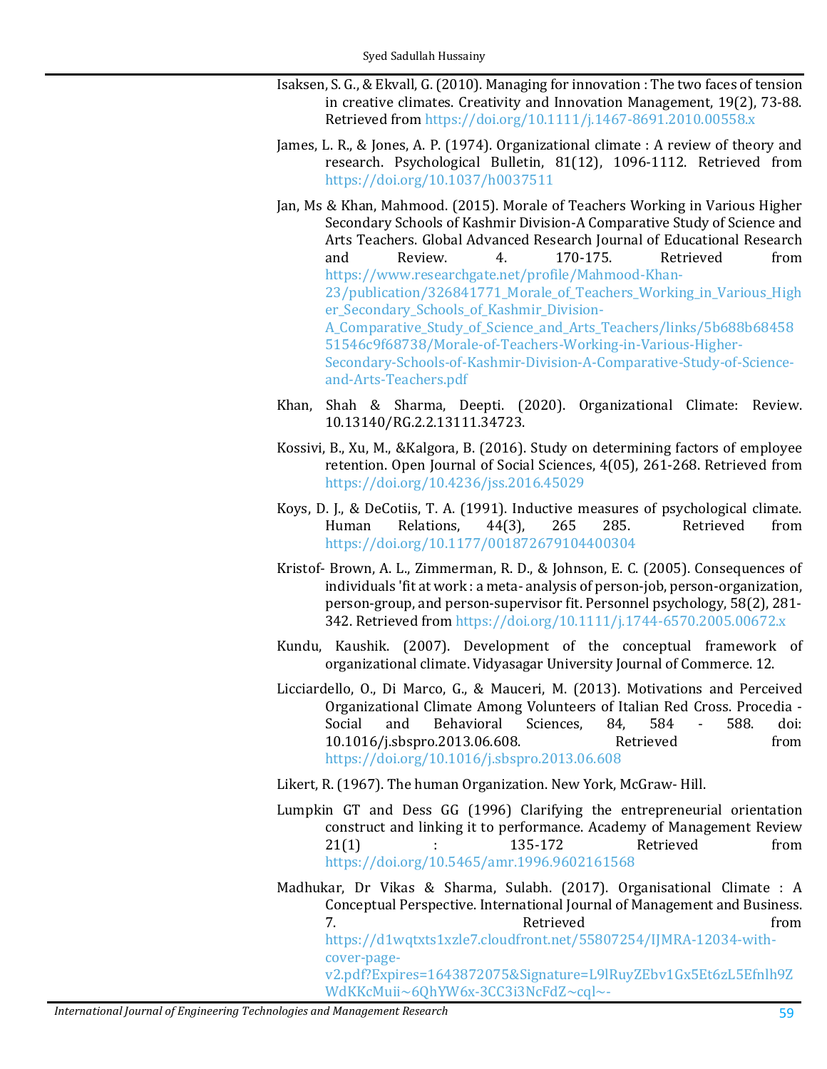Isaksen, S. G., & Ekvall, G. (2010). Managing for innovation : The two faces of tension in creative climates. Creativity and Innovation Management, 19(2), 73-88. Retrieved from https://doi.org/10.1111/j.1467-8691.2010.00558.x

James, L. R., & Jones, A. P. (1974). Organizational climate : A review of theory and research. Psychological Bulletin, 81(12), 1096-1112. Retrieved from https://doi.org/10.1037/h0037511

Jan, Ms & Khan, Mahmood. (2015). Morale of Teachers Working in Various Higher Secondary Schools of Kashmir Division-A Comparative Study of Science and Arts Teachers. Global Advanced Research Journal of Educational Research and Review. 4. 170-175. Retrieved from https://www.researchgate.net/profile/Mahmood-Khan-23/publication/326841771_Morale_of_Teachers_Working_in_Various_Higher_Secondary_Schools_of_Kashmir_Division-A_Comparative_Study_of_Science_and_Arts_Teachers/links/5b688b6845851546c9f68738/Morale-of-Teachers-Working-in-Various-Higher-Secondary-Schools-of-Kashmir-Division-A-Comparative-Study-of-Science-and-Arts-Teachers.pdf

Khan, Shah & Sharma, Deepti. (2020). Organizational Climate: Review. 10.13140/RG.2.2.13111.34723.

Kossivi, B., Xu, M., &Kalgora, B. (2016). Study on determining factors of employee retention. Open Journal of Social Sciences, 4(05), 261-268. Retrieved from https://doi.org/10.4236/jss.2016.45029

Koys, D. J., & DeCotiis, T. A. (1991). Inductive measures of psychological climate. Human Relations, 44(3), 265 285. Retrieved from https://doi.org/10.1177/001872679104400304

Kristof- Brown, A. L., Zimmerman, R. D., & Johnson, E. C. (2005). Consequences of individuals 'fit at work : a meta- analysis of person-job, person-organization, person-group, and person-supervisor fit. Personnel psychology, 58(2), 281-342. Retrieved from https://doi.org/10.1111/j.1744-6570.2005.00672.x

Kundu, Kaushik. (2007). Development of the conceptual framework of organizational climate. Vidyasagar University Journal of Commerce. 12.

Licciardello, O., Di Marco, G., & Mauceri, M. (2013). Motivations and Perceived Organizational Climate Among Volunteers of Italian Red Cross. Procedia - Social and Behavioral Sciences, 84, 584 - 588. doi: 10.1016/j.sbspro.2013.06.608. Retrieved from https://doi.org/10.1016/j.sbspro.2013.06.608

Likert, R. (1967). The human Organization. New York, McGraw- Hill.

Lumpkin GT and Dess GG (1996) Clarifying the entrepreneurial orientation construct and linking it to performance. Academy of Management Review 21(1) : 135-172 Retrieved from https://doi.org/10.5465/amr.1996.9602161568

Madhukar, Dr Vikas & Sharma, Sulabh. (2017). Organisational Climate : A Conceptual Perspective. International Journal of Management and Business. 7. Retrieved from https://d1wqtxts1xzle7.cloudfront.net/55807254/IJMRA-12034-with-cover-page-v2.pdf?Expires=1643872075&Signature=L9lRuyZEbv1Gx5Et6zL5Efnlh9ZWdKKcMuii~6QhYW6x-3CC3i3NcFdZ~cql~-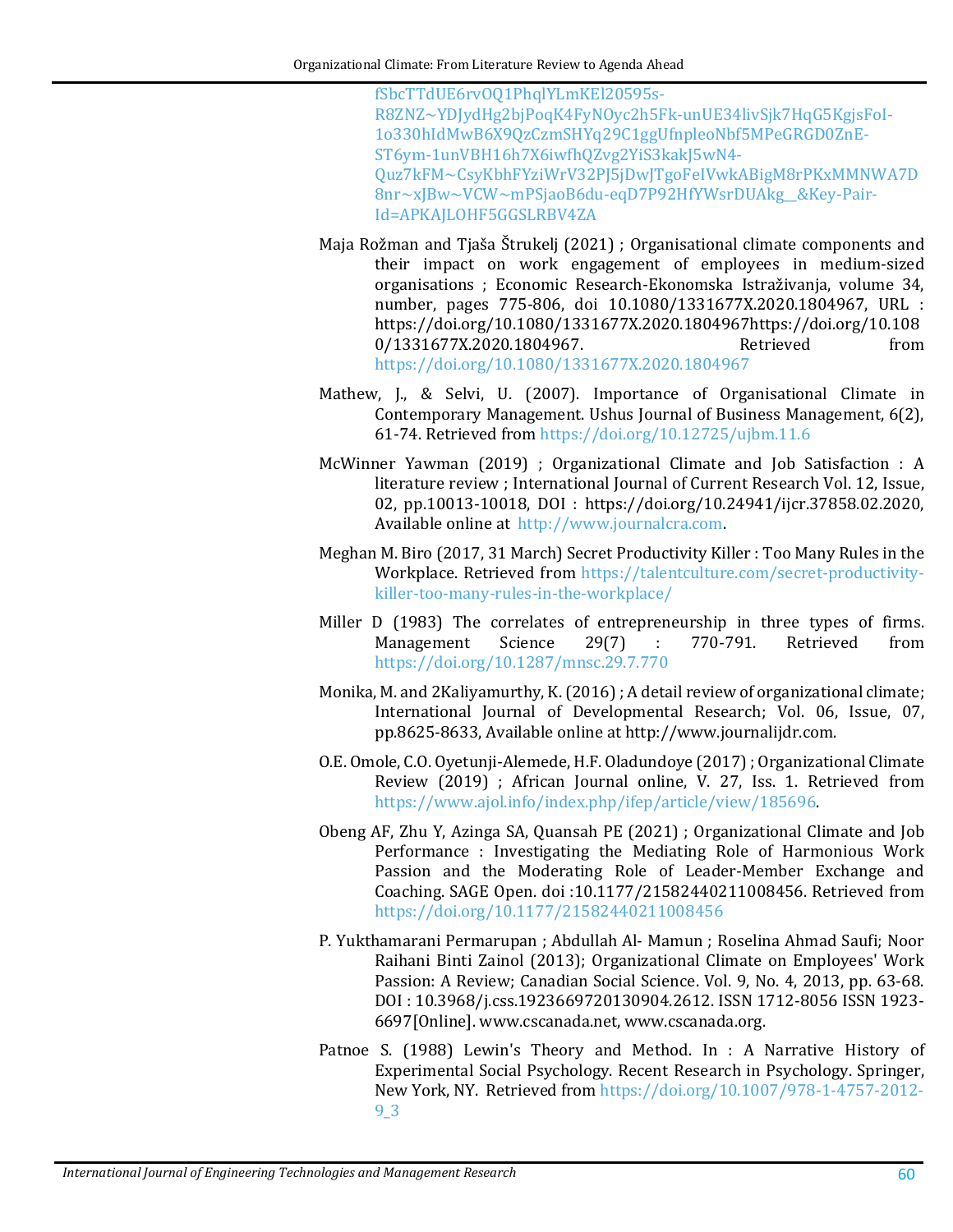fSbcTTdUE6rvOQ1PhqlYLmKEl20595s-R8ZNZ~YDJydHg2bjPoqK4FyNOyc2h5Fk-unUE34livSjk7HqG5KgjsFoI-1o330hIdMwB6X9QzCzmSHYq29C1ggUfnpleoNbf5MPeGRGD0ZnE-ST6ym-1unVBH16h7X6iwfhQZvg2YiS3kakJ5wN4-Quz7kFM~CsyKbhFYziWrV32PJ5jDwJTgoFeIVwkABigM8rPKxMMNWA7D8nr~xJBw~VCW~mPSjaoB6du-eqD7P92HfYWsrDUAkg__&Key-Pair-Id=APKAJLOHF5GGSLRBV4ZA

Maja Rožman and Tjaša Štrukelj (2021) ; Organisational climate components and their impact on work engagement of employees in medium-sized organisations ; Economic Research-Ekonomska Istraživanja, volume 34, number, pages 775-806, doi 10.1080/1331677X.2020.1804967, URL : https://doi.org/10.1080/1331677X.2020.1804967https://doi.org/10.1080/1331677X.2020.1804967. Retrieved from https://doi.org/10.1080/1331677X.2020.1804967

Mathew, J., & Selvi, U. (2007). Importance of Organisational Climate in Contemporary Management. Ushus Journal of Business Management, 6(2), 61-74. Retrieved from https://doi.org/10.12725/ujbm.11.6

McWinner Yawman (2019) ; Organizational Climate and Job Satisfaction : A literature review ; International Journal of Current Research Vol. 12, Issue, 02, pp.10013-10018, DOI : https://doi.org/10.24941/ijcr.37858.02.2020, Available online at http://www.journalcra.com.

Meghan M. Biro (2017, 31 March) Secret Productivity Killer : Too Many Rules in the Workplace. Retrieved from https://talentculture.com/secret-productivity-killer-too-many-rules-in-the-workplace/

Miller D (1983) The correlates of entrepreneurship in three types of firms. Management Science 29(7) : 770-791. Retrieved from https://doi.org/10.1287/mnsc.29.7.770

Monika, M. and 2Kaliyamurthy, K. (2016) ; A detail review of organizational climate; International Journal of Developmental Research; Vol. 06, Issue, 07, pp.8625-8633, Available online at http://www.journalijdr.com.

O.E. Omole, C.O. Oyetunji-Alemede, H.F. Oladundoye (2017) ; Organizational Climate Review (2019) ; African Journal online, V. 27, Iss. 1. Retrieved from https://www.ajol.info/index.php/ifep/article/view/185696.

Obeng AF, Zhu Y, Azinga SA, Quansah PE (2021) ; Organizational Climate and Job Performance : Investigating the Mediating Role of Harmonious Work Passion and the Moderating Role of Leader-Member Exchange and Coaching. SAGE Open. doi :10.1177/21582440211008456. Retrieved from https://doi.org/10.1177/21582440211008456

P. Yukthamarani Permarupan ; Abdullah Al- Mamun ; Roselina Ahmad Saufi; Noor Raihani Binti Zainol (2013); Organizational Climate on Employees' Work Passion: A Review; Canadian Social Science. Vol. 9, No. 4, 2013, pp. 63-68. DOI : 10.3968/j.css.1923669720130904.2612. ISSN 1712-8056 ISSN 1923-6697[Online]. www.cscanada.net, www.cscanada.org.

Patnoe S. (1988) Lewin's Theory and Method. In : A Narrative History of Experimental Social Psychology. Recent Research in Psychology. Springer, New York, NY. Retrieved from https://doi.org/10.1007/978-1-4757-2012-9_3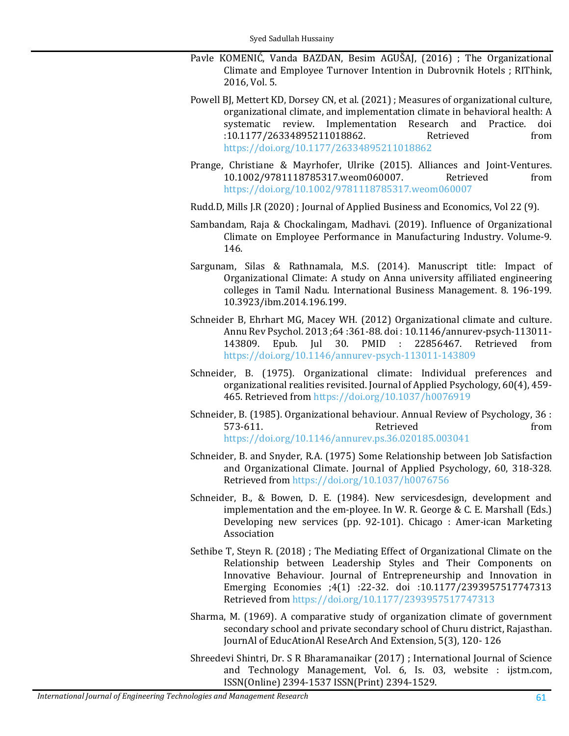Pavle KOMENIĆ, Vanda BAZDAN, Besim AGUŠAJ, (2016) ; The Organizational Climate and Employee Turnover Intention in Dubrovnik Hotels ; RIThink, 2016, Vol. 5.

Powell BJ, Mettert KD, Dorsey CN, et al. (2021) ; Measures of organizational culture, organizational climate, and implementation climate in behavioral health: A systematic review. Implementation Research and Practice. doi :10.1177/26334895211018862. Retrieved from https://doi.org/10.1177/26334895211018862

Prange, Christiane & Mayrhofer, Ulrike (2015). Alliances and Joint-Ventures. 10.1002/9781118785317.weom060007. Retrieved from https://doi.org/10.1002/9781118785317.weom060007

Rudd.D, Mills J.R (2020) ; Journal of Applied Business and Economics, Vol 22 (9).

Sambandam, Raja & Chockalingam, Madhavi. (2019). Influence of Organizational Climate on Employee Performance in Manufacturing Industry. Volume-9. 146.

Sargunam, Silas & Rathnamala, M.S. (2014). Manuscript title: Impact of Organizational Climate: A study on Anna university affiliated engineering colleges in Tamil Nadu. International Business Management. 8. 196-199. 10.3923/ibm.2014.196.199.

Schneider B, Ehrhart MG, Macey WH. (2012) Organizational climate and culture. Annu Rev Psychol. 2013 ;64 :361-88. doi : 10.1146/annurev-psych-113011-143809. Epub. Jul 30. PMID : 22856467. Retrieved from https://doi.org/10.1146/annurev-psych-113011-143809

Schneider, B. (1975). Organizational climate: Individual preferences and organizational realities revisited. Journal of Applied Psychology, 60(4), 459-465. Retrieved from https://doi.org/10.1037/h0076919

Schneider, B. (1985). Organizational behaviour. Annual Review of Psychology, 36 : 573-611. Retrieved from https://doi.org/10.1146/annurev.ps.36.020185.003041

Schneider, B. and Snyder, R.A. (1975) Some Relationship between Job Satisfaction and Organizational Climate. Journal of Applied Psychology, 60, 318-328. Retrieved from https://doi.org/10.1037/h0076756

Schneider, B., & Bowen, D. E. (1984). New servicesdesign, development and implementation and the em-ployee. In W. R. George & C. E. Marshall (Eds.) Developing new services (pp. 92-101). Chicago : Amer-ican Marketing Association

Sethibe T, Steyn R. (2018) ; The Mediating Effect of Organizational Climate on the Relationship between Leadership Styles and Their Components on Innovative Behaviour. Journal of Entrepreneurship and Innovation in Emerging Economies ;4(1) :22-32. doi :10.1177/2393957517747313 Retrieved from https://doi.org/10.1177/2393957517747313

Sharma, M. (1969). A comparative study of organization climate of government secondary school and private secondary school of Churu district, Rajasthan. JournAl of EducAtionAl ReseArch And Extension, 5(3), 120- 126

Shreedevi Shintri, Dr. S R Bharamanaikar (2017) ; International Journal of Science and Technology Management, Vol. 6, Is. 03, website : ijstm.com, ISSN(Online) 2394-1537 ISSN(Print) 2394-1529.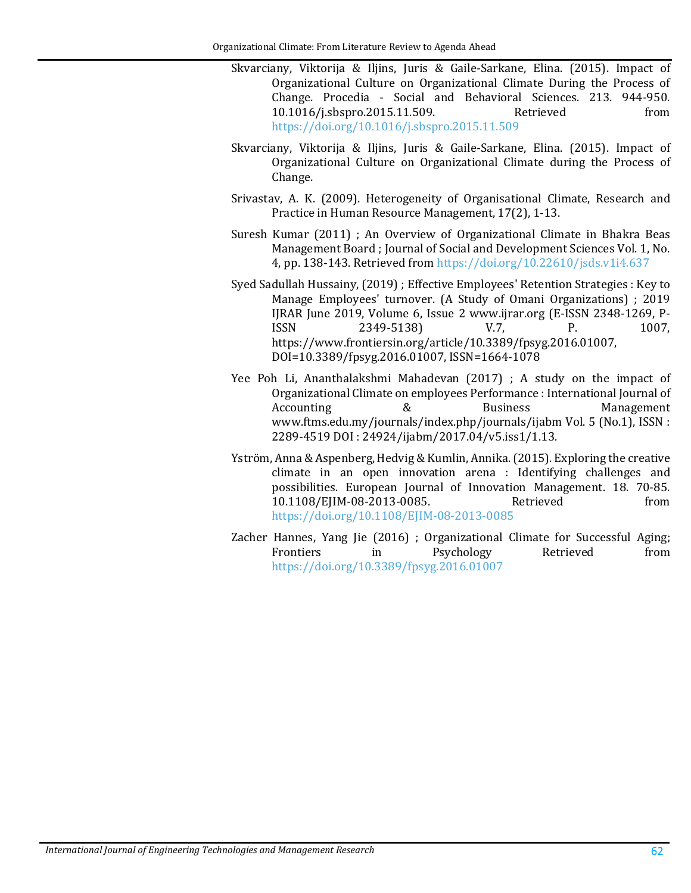Skvarciany, Viktorija & Iljins, Juris & Gaile-Sarkane, Elina. (2015). Impact of Organizational Culture on Organizational Climate During the Process of Change. Procedia - Social and Behavioral Sciences. 213. 944-950. 10.1016/j.sbspro.2015.11.509. Retrieved from https://doi.org/10.1016/j.sbspro.2015.11.509

Skvarciany, Viktorija & Iljins, Juris & Gaile-Sarkane, Elina. (2015). Impact of Organizational Culture on Organizational Climate during the Process of Change.

Srivastav, A. K. (2009). Heterogeneity of Organisational Climate, Research and Practice in Human Resource Management, 17(2), 1-13.

Suresh Kumar (2011) ; An Overview of Organizational Climate in Bhakra Beas Management Board ; Journal of Social and Development Sciences Vol. 1, No. 4, pp. 138-143. Retrieved from https://doi.org/10.22610/jsds.v1i4.637

Syed Sadullah Hussainy, (2019) ; Effective Employees' Retention Strategies : Key to Manage Employees' turnover. (A Study of Omani Organizations) ; 2019 IJRAR June 2019, Volume 6, Issue 2 www.ijrar.org (E-ISSN 2348-1269, P-ISSN 2349-5138) V.7, P. 1007, https://www.frontiersin.org/article/10.3389/fpsyg.2016.01007, DOI=10.3389/fpsyg.2016.01007, ISSN=1664-1078

Yee Poh Li, Ananthalakshmi Mahadevan (2017) ; A study on the impact of Organizational Climate on employees Performance : International Journal of Accounting & Business Management www.ftms.edu.my/journals/index.php/journals/ijabm Vol. 5 (No.1), ISSN : 2289-4519 DOI : 24924/ijabm/2017.04/v5.iss1/1.13.

Yström, Anna & Aspenberg, Hedvig & Kumlin, Annika. (2015). Exploring the creative climate in an open innovation arena : Identifying challenges and possibilities. European Journal of Innovation Management. 18. 70-85. 10.1108/EJIM-08-2013-0085. Retrieved from https://doi.org/10.1108/EJIM-08-2013-0085

Zacher Hannes, Yang Jie (2016) ; Organizational Climate for Successful Aging; Frontiers in Psychology Retrieved from https://doi.org/10.3389/fpsyg.2016.01007